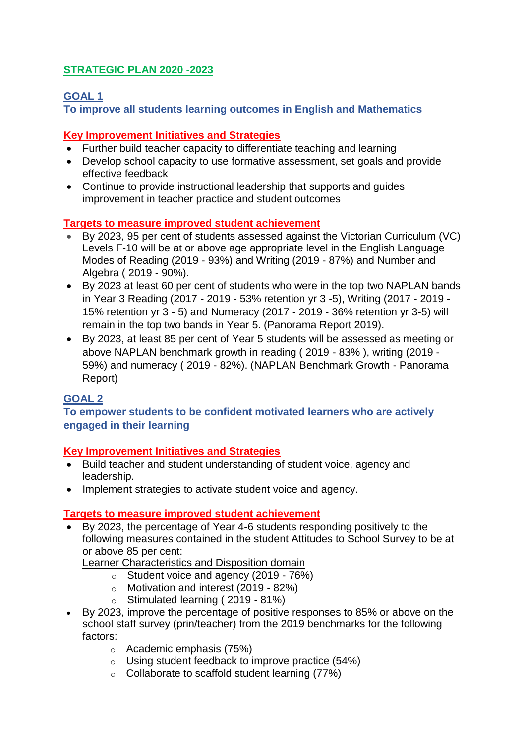# STRATEGIC PLAN 2020 -2023

## GOAL 1

## To improve all students learning outcomes in English and Mathematics

### Key Improvement Initiatives and Strategies

- Further build teacher capacity to differentiate teaching and learning
- Develop school capacity to use formative assessment, set goals and provide effective feedback
- Continue to provide instructional leadership that supports and guides improvement in teacher practice and student outcomes

### Targets to measure improved student achievement

- By 2023, 95 per cent of students assessed against the Victorian Curriculum (VC) Levels F-10 will be at or above age appropriate level in the English Language Modes of Reading (2019 - 93%) and Writing (2019 - 87%) and Number and Algebra ( 2019 - 90%).
- By 2023 at least 60 per cent of students who were in the top two NAPLAN bands in Year 3 Reading (2017 - 2019 - 53% retention yr 3 -5), Writing (2017 - 2019 - 15% retention yr 3 - 5) and Numeracy (2017 - 2019 - 36% retention yr 3-5) will remain in the top two bands in Year 5. (Panorama Report 2019).
- By 2023, at least 85 per cent of Year 5 students will be assessed as meeting or above NAPLAN benchmark growth in reading ( 2019 - 83% ), writing (2019 - 59%) and numeracy ( 2019 - 82%). (NAPLAN Benchmark Growth - Panorama Report)

## GOAL 2

## To empower students to be confident motivated learners who are actively engaged in their learning

### Key Improvement Initiatives and Strategies

- Build teacher and student understanding of student voice, agency and leadership.
- Implement strategies to activate student voice and agency.

### Targets to measure improved student achievement

- By 2023, the percentage of Year 4-6 students responding positively to the following measures contained in the student Attitudes to School Survey to be at or above 85 per cent:
  Learner Characteristics and Disposition domain
  - Student voice and agency (2019 - 76%)
  - Motivation and interest (2019 - 82%)
  - Stimulated learning ( 2019 - 81%)
- By 2023, improve the percentage of positive responses to 85% or above on the school staff survey (prin/teacher) from the 2019 benchmarks for the following factors:
  - Academic emphasis (75%)
  - Using student feedback to improve practice (54%)
  - Collaborate to scaffold student learning (77%)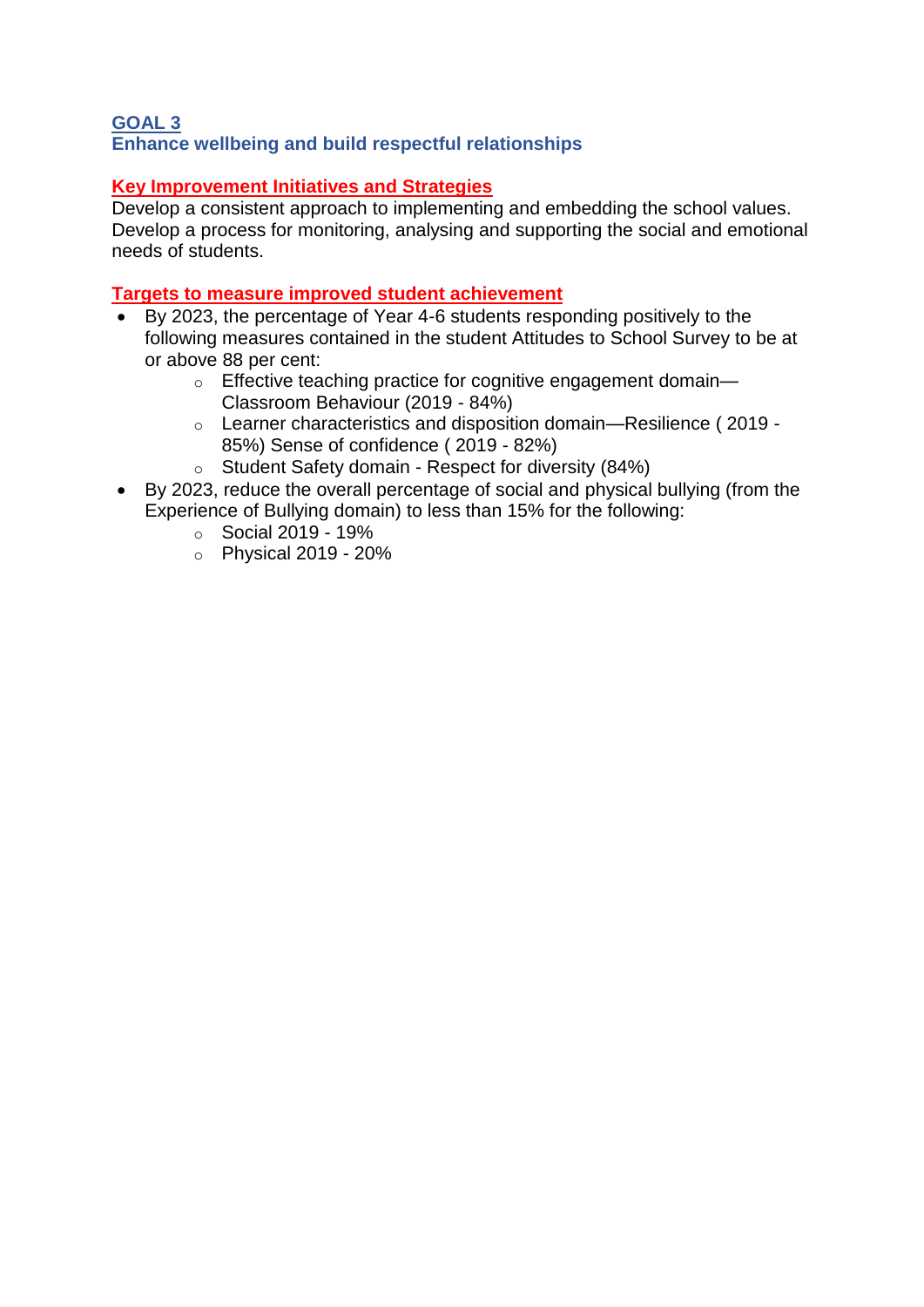## GOAL 3

## Enhance wellbeing and build respectful relationships

### Key Improvement Initiatives and Strategies

Develop a consistent approach to implementing and embedding the school values.
Develop a process for monitoring, analysing and supporting the social and emotional needs of students.

### Targets to measure improved student achievement

- By 2023, the percentage of Year 4-6 students responding positively to the following measures contained in the student Attitudes to School Survey to be at or above 88 per cent:
    - Effective teaching practice for cognitive engagement domain—Classroom Behaviour (2019 - 84%)
    - Learner characteristics and disposition domain—Resilience ( 2019 - 85%) Sense of confidence ( 2019 - 82%)
    - Student Safety domain - Respect for diversity (84%)
- By 2023, reduce the overall percentage of social and physical bullying (from the Experience of Bullying domain) to less than 15% for the following:
    - Social 2019 - 19%
    - Physical 2019 - 20%